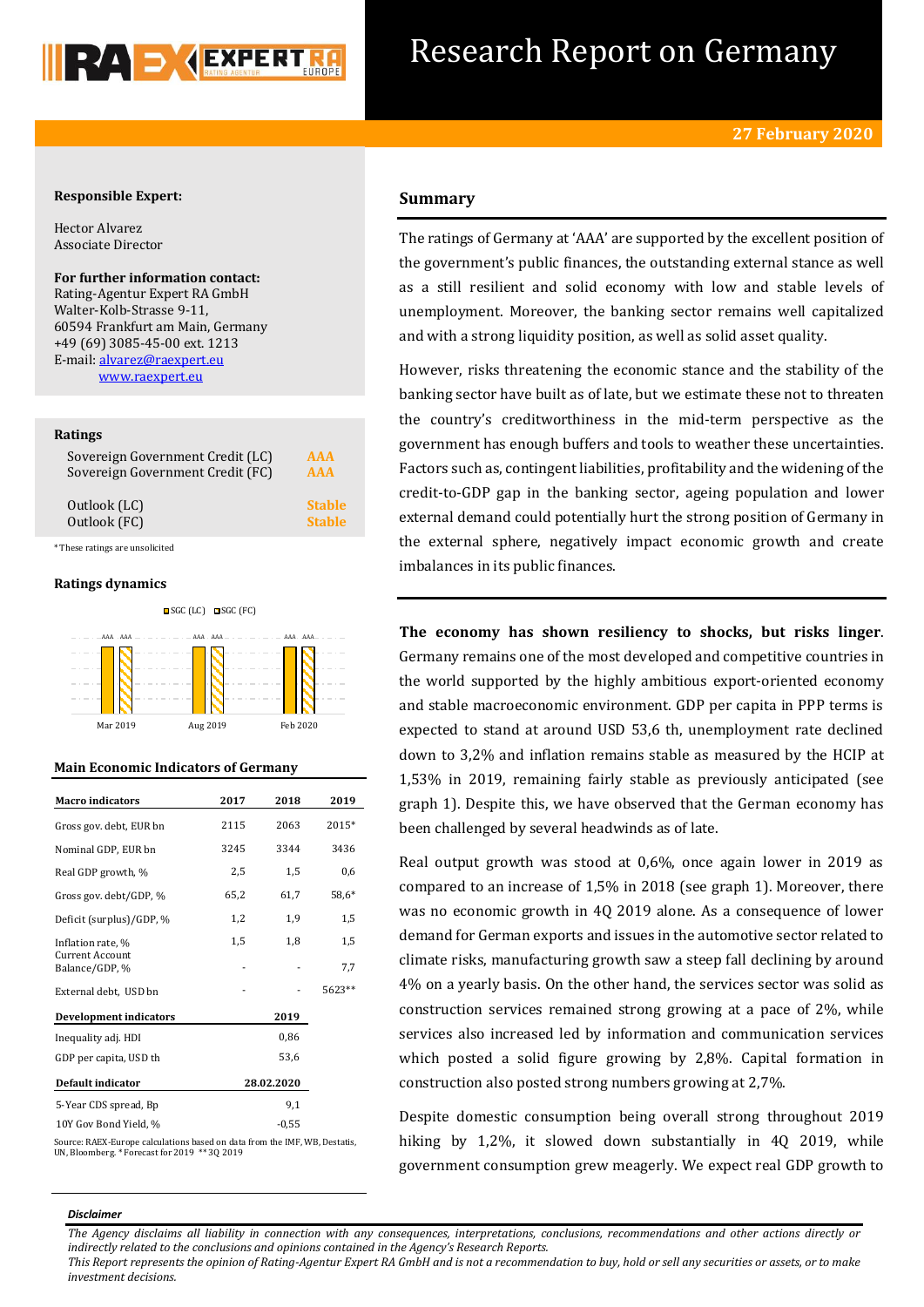# Research Report on Germany

**27 February 2020**

**Responsible Expert:**

Hector Alvarez
Associate Director

**For further information contact:**
Rating-Agentur Expert RA GmbH
Walter-Kolb-Strasse 9-11,
60594 Frankfurt am Main, Germany
+49 (69) 3085-45-00 ext. 1213
E-mail: alvarez@raexpert.eu
www.raexpert.eu

**Ratings**

| | |
|---|---|
| Sovereign Government Credit (LC) | AAA |
| Sovereign Government Credit (FC) | AAA |
| Outlook (LC) | Stable |
| Outlook (FC) | Stable |

*These ratings are unsolicited

**Ratings dynamics**

| | SGC (LC) | SGC (FC) |
|---|---|---|
| Mar 2019 | AAA | AAA |
| Aug 2019 | AAA | AAA |
| Feb 2020 | AAA | AAA |

**Main Economic Indicators of Germany**

| Macro indicators | 2017 | 2018 | 2019 |
|---|---|---|---|
| Gross gov. debt, EUR bn | 2115 | 2063 | 2015* |
| Nominal GDP, EUR bn | 3245 | 3344 | 3436 |
| Real GDP growth, % | 2,5 | 1,5 | 0,6 |
| Gross gov. debt/GDP, % | 65,2 | 61,7 | 58,6* |
| Deficit (surplus)/GDP, % | 1,2 | 1,9 | 1,5 |
| Inflation rate, % | 1,5 | 1,8 | 1,5 |
| Current Account Balance/GDP, % | - | - | 7,7 |
| External debt, USD bn | - | - | 5623** |
| **Development indicators** | | **2019** | |
| Inequality adj. HDI | | 0,86 | |
| GDP per capita, USD th | | 53,6 | |
| **Default indicator** | | **28.02.2020** | |
| 5-Year CDS spread, Bp | | 9,1 | |
| 10Y Gov Bond Yield, % | | -0,55 | |

Source: RAEX-Europe calculations based on data from the IMF, WB, Destatis, UN, Bloomberg. *Forecast for 2019 **3Q 2019

## Summary

The ratings of Germany at 'AAA' are supported by the excellent position of the government's public finances, the outstanding external stance as well as a still resilient and solid economy with low and stable levels of unemployment. Moreover, the banking sector remains well capitalized and with a strong liquidity position, as well as solid asset quality.

However, risks threatening the economic stance and the stability of the banking sector have built as of late, but we estimate these not to threaten the country's creditworthiness in the mid-term perspective as the government has enough buffers and tools to weather these uncertainties. Factors such as, contingent liabilities, profitability and the widening of the credit-to-GDP gap in the banking sector, ageing population and lower external demand could potentially hurt the strong position of Germany in the external sphere, negatively impact economic growth and create imbalances in its public finances.

**The economy has shown resiliency to shocks, but risks linger**. Germany remains one of the most developed and competitive countries in the world supported by the highly ambitious export-oriented economy and stable macroeconomic environment. GDP per capita in PPP terms is expected to stand at around USD 53,6 th, unemployment rate declined down to 3,2% and inflation remains stable as measured by the HCIP at 1,53% in 2019, remaining fairly stable as previously anticipated (see graph 1). Despite this, we have observed that the German economy has been challenged by several headwinds as of late.

Real output growth was stood at 0,6%, once again lower in 2019 as compared to an increase of 1,5% in 2018 (see graph 1). Moreover, there was no economic growth in 4Q 2019 alone. As a consequence of lower demand for German exports and issues in the automotive sector related to climate risks, manufacturing growth saw a steep fall declining by around 4% on a yearly basis. On the other hand, the services sector was solid as construction services remained strong growing at a pace of 2%, while services also increased led by information and communication services which posted a solid figure growing by 2,8%. Capital formation in construction also posted strong numbers growing at 2,7%.

Despite domestic consumption being overall strong throughout 2019 hiking by 1,2%, it slowed down substantially in 4Q 2019, while government consumption grew meagerly. We expect real GDP growth to

***Disclaimer***

*The Agency disclaims all liability in connection with any consequences, interpretations, conclusions, recommendations and other actions directly or indirectly related to the conclusions and opinions contained in the Agency's Research Reports.*
*This Report represents the opinion of Rating-Agentur Expert RA GmbH and is not a recommendation to buy, hold or sell any securities or assets, or to make investment decisions.*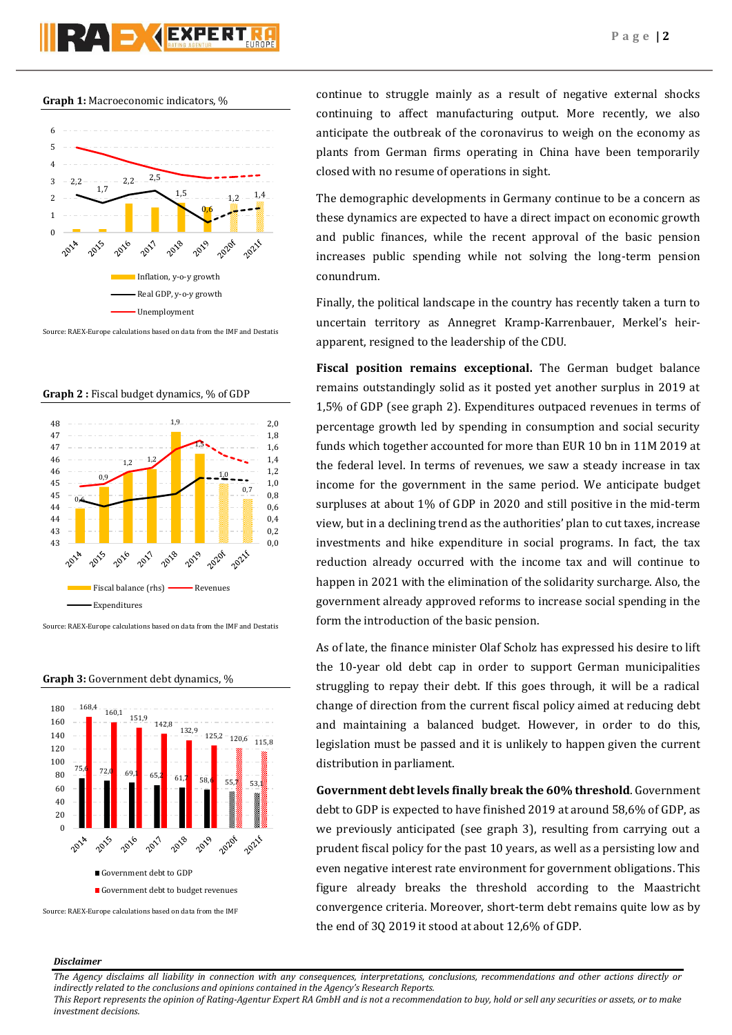**Graph 1:** Macroeconomic indicators, %

Source: RAEX-Europe calculations based on data from the IMF and Destatis

**Graph 2 :** Fiscal budget dynamics, % of GDP

Source: RAEX-Europe calculations based on data from the IMF and Destatis

**Graph 3:** Government debt dynamics, %

Source: RAEX-Europe calculations based on data from the IMF

continue to struggle mainly as a result of negative external shocks continuing to affect manufacturing output. More recently, we also anticipate the outbreak of the coronavirus to weigh on the economy as plants from German firms operating in China have been temporarily closed with no resume of operations in sight.

The demographic developments in Germany continue to be a concern as these dynamics are expected to have a direct impact on economic growth and public finances, while the recent approval of the basic pension increases public spending while not solving the long-term pension conundrum.

Finally, the political landscape in the country has recently taken a turn to uncertain territory as Annegret Kramp-Karrenbauer, Merkel's heir-apparent, resigned to the leadership of the CDU.

**Fiscal position remains exceptional.** The German budget balance remains outstandingly solid as it posted yet another surplus in 2019 at 1,5% of GDP (see graph 2). Expenditures outpaced revenues in terms of percentage growth led by spending in consumption and social security funds which together accounted for more than EUR 10 bn in 11M 2019 at the federal level. In terms of revenues, we saw a steady increase in tax income for the government in the same period. We anticipate budget surpluses at about 1% of GDP in 2020 and still positive in the mid-term view, but in a declining trend as the authorities' plan to cut taxes, increase investments and hike expenditure in social programs. In fact, the tax reduction already occurred with the income tax and will continue to happen in 2021 with the elimination of the solidarity surcharge. Also, the government already approved reforms to increase social spending in the form the introduction of the basic pension.

As of late, the finance minister Olaf Scholz has expressed his desire to lift the 10-year old debt cap in order to support German municipalities struggling to repay their debt. If this goes through, it will be a radical change of direction from the current fiscal policy aimed at reducing debt and maintaining a balanced budget. However, in order to do this, legislation must be passed and it is unlikely to happen given the current distribution in parliament.

**Government debt levels finally break the 60% threshold**. Government debt to GDP is expected to have finished 2019 at around 58,6% of GDP, as we previously anticipated (see graph 3), resulting from carrying out a prudent fiscal policy for the past 10 years, as well as a persisting low and even negative interest rate environment for government obligations. This figure already breaks the threshold according to the Maastricht convergence criteria. Moreover, short-term debt remains quite low as by the end of 3Q 2019 it stood at about 12,6% of GDP.

***Disclaimer***

*The Agency disclaims all liability in connection with any consequences, interpretations, conclusions, recommendations and other actions directly or indirectly related to the conclusions and opinions contained in the Agency's Research Reports.*
*This Report represents the opinion of Rating-Agentur Expert RA GmbH and is not a recommendation to buy, hold or sell any securities or assets, or to make investment decisions.*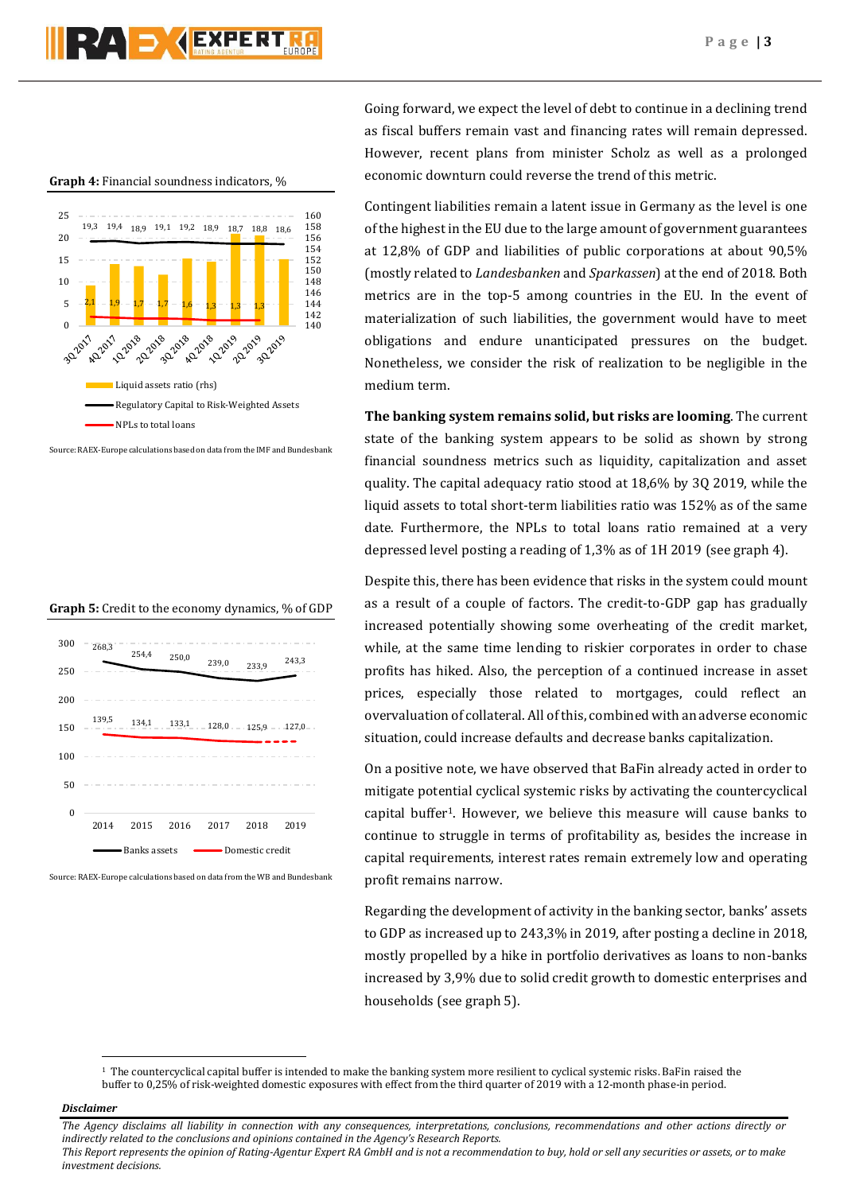**Graph 4:** Financial soundness indicators, %

Source: RAEX-Europe calculations based on data from the IMF and Bundesbank

**Graph 5:** Credit to the economy dynamics, % of GDP

Source: RAEX-Europe calculations based on data from the WB and Bundesbank

Going forward, we expect the level of debt to continue in a declining trend as fiscal buffers remain vast and financing rates will remain depressed. However, recent plans from minister Scholz as well as a prolonged economic downturn could reverse the trend of this metric.

Contingent liabilities remain a latent issue in Germany as the level is one of the highest in the EU due to the large amount of government guarantees at 12,8% of GDP and liabilities of public corporations at about 90,5% (mostly related to *Landesbanken* and *Sparkassen*) at the end of 2018. Both metrics are in the top-5 among countries in the EU. In the event of materialization of such liabilities, the government would have to meet obligations and endure unanticipated pressures on the budget. Nonetheless, we consider the risk of realization to be negligible in the medium term.

**The banking system remains solid, but risks are looming**. The current state of the banking system appears to be solid as shown by strong financial soundness metrics such as liquidity, capitalization and asset quality. The capital adequacy ratio stood at 18,6% by 3Q 2019, while the liquid assets to total short-term liabilities ratio was 152% as of the same date. Furthermore, the NPLs to total loans ratio remained at a very depressed level posting a reading of 1,3% as of 1H 2019 (see graph 4).

Despite this, there has been evidence that risks in the system could mount as a result of a couple of factors. The credit-to-GDP gap has gradually increased potentially showing some overheating of the credit market, while, at the same time lending to riskier corporates in order to chase profits has hiked. Also, the perception of a continued increase in asset prices, especially those related to mortgages, could reflect an overvaluation of collateral. All of this, combined with an adverse economic situation, could increase defaults and decrease banks capitalization.

On a positive note, we have observed that BaFin already acted in order to mitigate potential cyclical systemic risks by activating the countercyclical capital buffer[1]. However, we believe this measure will cause banks to continue to struggle in terms of profitability as, besides the increase in capital requirements, interest rates remain extremely low and operating profit remains narrow.

Regarding the development of activity in the banking sector, banks' assets to GDP as increased up to 243,3% in 2019, after posting a decline in 2018, mostly propelled by a hike in portfolio derivatives as loans to non-banks increased by 3,9% due to solid credit growth to domestic enterprises and households (see graph 5).

[1] The countercyclical capital buffer is intended to make the banking system more resilient to cyclical systemic risks. BaFin raised the buffer to 0,25% of risk-weighted domestic exposures with effect from the third quarter of 2019 with a 12-month phase-in period.

***Disclaimer***

*The Agency disclaims all liability in connection with any consequences, interpretations, conclusions, recommendations and other actions directly or indirectly related to the conclusions and opinions contained in the Agency's Research Reports.*
*This Report represents the opinion of Rating-Agentur Expert RA GmbH and is not a recommendation to buy, hold or sell any securities or assets, or to make investment decisions.*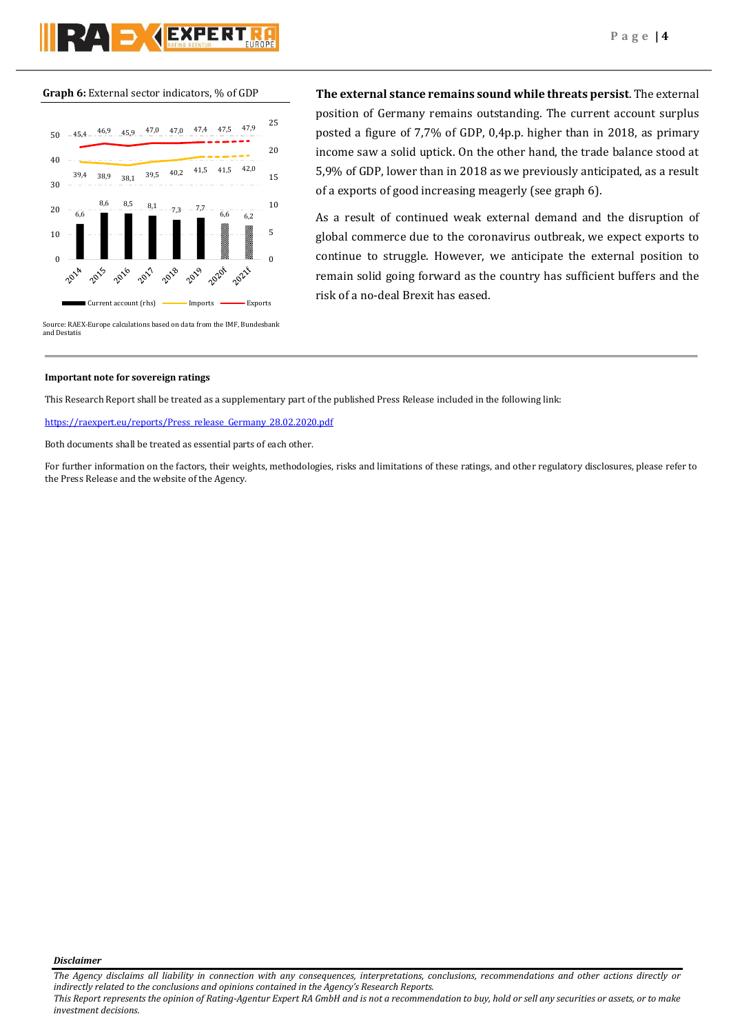**Graph 6:** External sector indicators, % of GDP

50, 40, 30, 20, 10, 0
25, 20, 15, 10, 5, 0

45,4 46,9 45,9 47,0 47,0 47,4 47,5 47,9

39,4 38,9 38,1 39,5 40,2 41,5 41,5 42,0

6,6 8,6 8,5 8,1 7,3 7,7 6,6 6,2

2014 2015 2016 2017 2018 2019 2020f 2021f

Current account (rhs) Imports Exports

Source: RAEX-Europe calculations based on data from the IMF, Bundesbank and Destatis

**The external stance remains sound while threats persist**. The external position of Germany remains outstanding. The current account surplus posted a figure of 7,7% of GDP, 0,4p.p. higher than in 2018, as primary income saw a solid uptick. On the other hand, the trade balance stood at 5,9% of GDP, lower than in 2018 as we previously anticipated, as a result of a exports of good increasing meagerly (see graph 6).

As a result of continued weak external demand and the disruption of global commerce due to the coronavirus outbreak, we expect exports to continue to struggle. However, we anticipate the external position to remain solid going forward as the country has sufficient buffers and the risk of a no-deal Brexit has eased.

**Important note for sovereign ratings**

This Research Report shall be treated as a supplementary part of the published Press Release included in the following link:

https://raexpert.eu/reports/Press_release_Germany_28.02.2020.pdf

Both documents shall be treated as essential parts of each other.

For further information on the factors, their weights, methodologies, risks and limitations of these ratings, and other regulatory disclosures, please refer to the Press Release and the website of the Agency.

***Disclaimer***

*The Agency disclaims all liability in connection with any consequences, interpretations, conclusions, recommendations and other actions directly or indirectly related to the conclusions and opinions contained in the Agency's Research Reports.*

*This Report represents the opinion of Rating-Agentur Expert RA GmbH and is not a recommendation to buy, hold or sell any securities or assets, or to make investment decisions.*